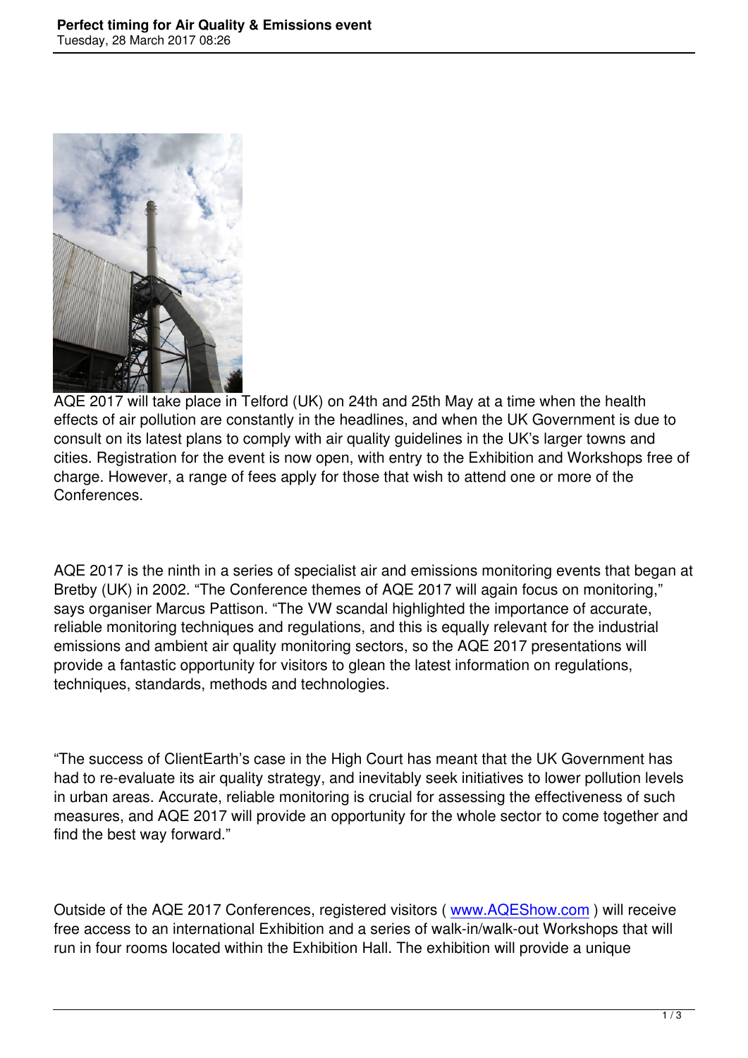AQE 2017 will take place in Telford (UK) on 24th and 25th May at a time when the health effects of air pollution are constantly in the headlines, and when the UK Government is due to consult on its latest plans to comply with air quality guidelines in the UK's larger towns and cities. Registration for the event is now open, with entry to the Exhibition and Workshops free of charge. However, a range of fees apply for those that wish to attend one or more of the Conferences.

AQE 2017 is the ninth in a series of specialist air and emissions monitoring events that began at Bretby (UK) in 2002. "The Conference themes of AQE 2017 will again focus on monitoring," says organiser Marcus Pattison. "The VW scandal highlighted the importance of accurate, reliable monitoring techniques and regulations, and this is equally relevant for the industrial emissions and ambient air quality monitoring sectors, so the AQE 2017 presentations will provide a fantastic opportunity for visitors to glean the latest information on regulations, techniques, standards, methods and technologies.

"The success of ClientEarth's case in the High Court has meant that the UK Government has had to re-evaluate its air quality strategy, and inevitably seek initiatives to lower pollution levels in urban areas. Accurate, reliable monitoring is crucial for assessing the effectiveness of such measures, and AQE 2017 will provide an opportunity for the whole sector to come together and find the best way forward."

Outside of the AQE 2017 Conferences, registered visitors ( [www.AQEShow.com](http://www.AQEShow.com) ) will receive free access to an international Exhibition and a series of walk-in/walk-out Workshops that will run in four rooms located within the Exhibition Hall. The exhibition will provide a unique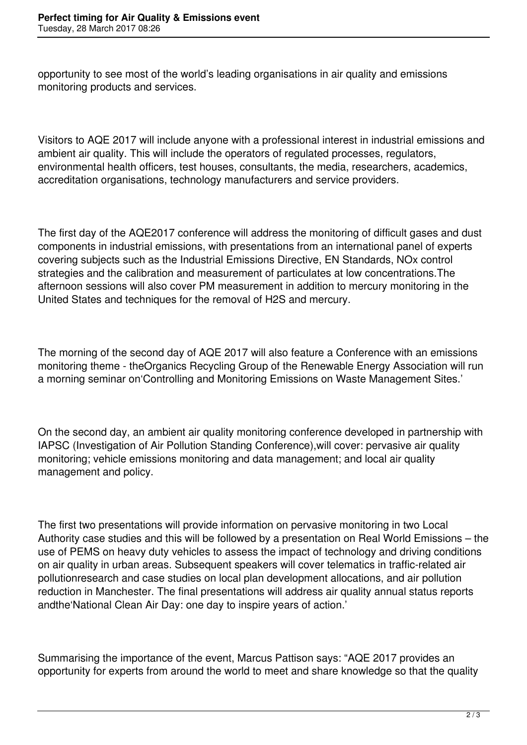opportunity to see most of the world's leading organisations in air quality and emissions monitoring products and services.

Visitors to AQE 2017 will include anyone with a professional interest in industrial emissions and ambient air quality. This will include the operators of regulated processes, regulators, environmental health officers, test houses, consultants, the media, researchers, academics, accreditation organisations, technology manufacturers and service providers.

The first day of the AQE2017 conference will address the monitoring of difficult gases and dust components in industrial emissions, with presentations from an international panel of experts covering subjects such as the Industrial Emissions Directive, EN Standards, NOx control strategies and the calibration and measurement of particulates at low concentrations.The afternoon sessions will also cover PM measurement in addition to mercury monitoring in the United States and techniques for the removal of $H_2S$ and mercury.

The morning of the second day of AQE 2017 will also feature a Conference with an emissions monitoring theme - theOrganics Recycling Group of the Renewable Energy Association will run a morning seminar on'Controlling and Monitoring Emissions on Waste Management Sites.'

On the second day, an ambient air quality monitoring conference developed in partnership with IAPSC (Investigation of Air Pollution Standing Conference),will cover: pervasive air quality monitoring; vehicle emissions monitoring and data management; and local air quality management and policy.

The first two presentations will provide information on pervasive monitoring in two Local Authority case studies and this will be followed by a presentation on Real World Emissions – the use of PEMS on heavy duty vehicles to assess the impact of technology and driving conditions on air quality in urban areas. Subsequent speakers will cover telematics in traffic-related air pollutionresearch and case studies on local plan development allocations, and air pollution reduction in Manchester. The final presentations will address air quality annual status reports andthe'National Clean Air Day: one day to inspire years of action.'

Summarising the importance of the event, Marcus Pattison says: "AQE 2017 provides an opportunity for experts from around the world to meet and share knowledge so that the quality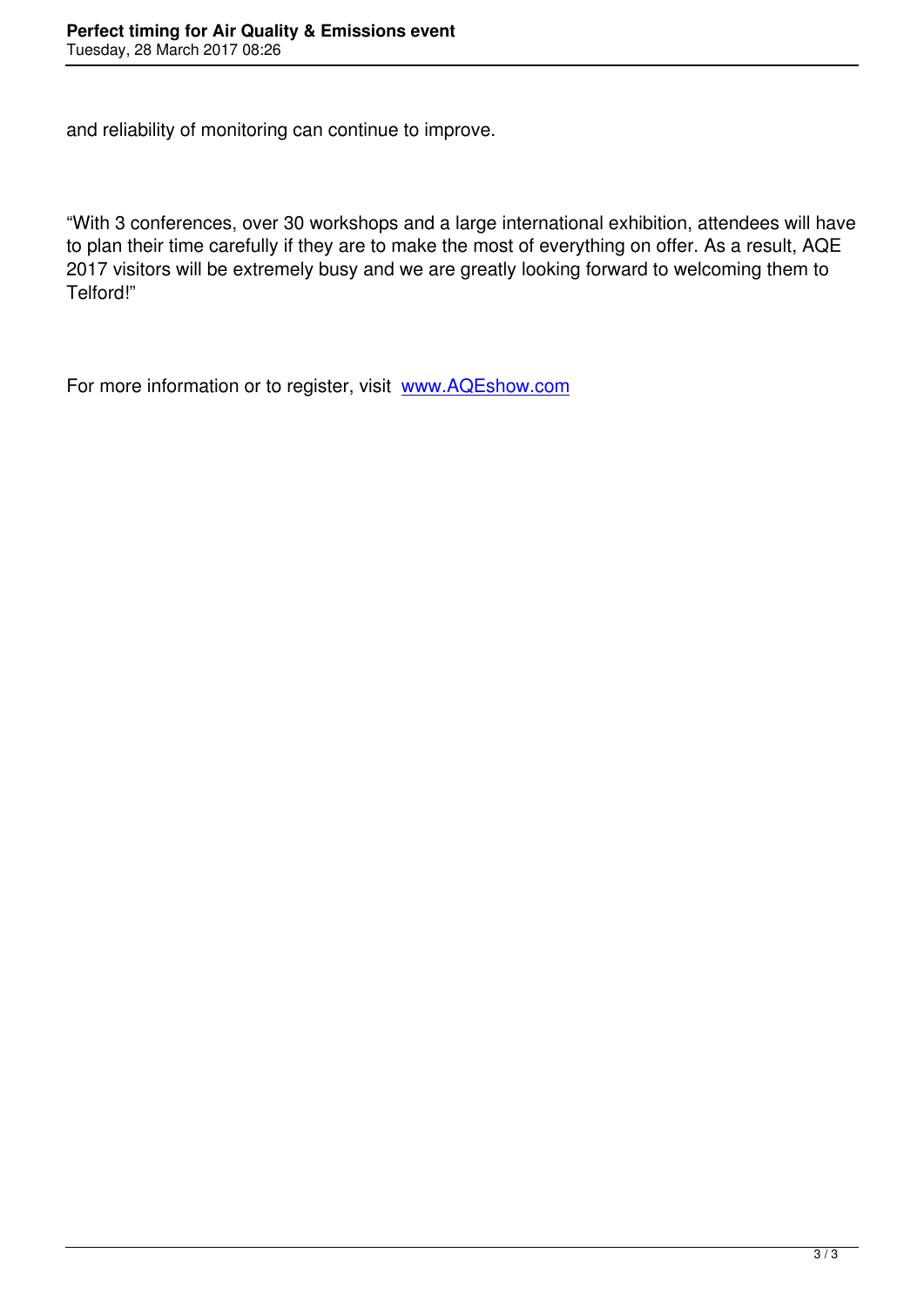and reliability of monitoring can continue to improve.

“With 3 conferences, over 30 workshops and a large international exhibition, attendees will have to plan their time carefully if they are to make the most of everything on offer. As a result, AQE 2017 visitors will be extremely busy and we are greatly looking forward to welcoming them to Telford!”

For more information or to register, visit [www.AQEshow.com](http://www.AQEshow.com)